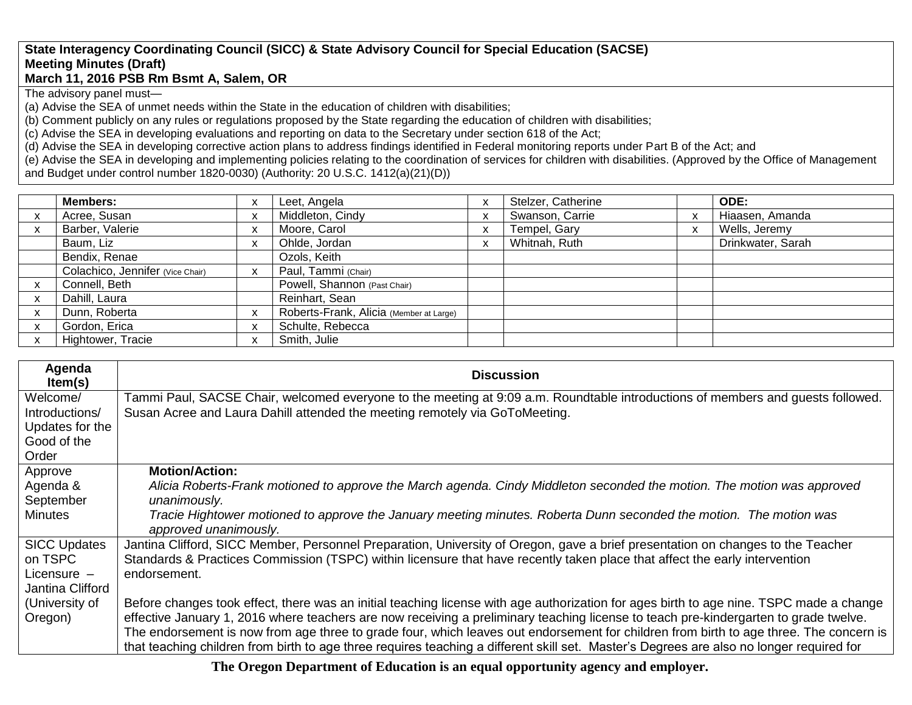**State Interagency Coordinating Council (SICC) & State Advisory Council for Special Education (SACSE)**
**Meeting Minutes (Draft)**
**March 11, 2016 PSB Rm Bsmt A, Salem, OR**

The advisory panel must—
(a) Advise the SEA of unmet needs within the State in the education of children with disabilities;
(b) Comment publicly on any rules or regulations proposed by the State regarding the education of children with disabilities;
(c) Advise the SEA in developing evaluations and reporting on data to the Secretary under section 618 of the Act;
(d) Advise the SEA in developing corrective action plans to address findings identified in Federal monitoring reports under Part B of the Act; and
(e) Advise the SEA in developing and implementing policies relating to the coordination of services for children with disabilities. (Approved by the Office of Management and Budget under control number 1820-0030) (Authority: 20 U.S.C. 1412(a)(21)(D))

| | Members: | x | Leet, Angela | x | Stelzer, Catherine | | ODE: |
|---|---|---|---|---|---|---|---|
| x | Acree, Susan | x | Middleton, Cindy | x | Swanson, Carrie | x | Hiaasen, Amanda |
| x | Barber, Valerie | x | Moore, Carol | x | Tempel, Gary | x | Wells, Jeremy |
| | Baum, Liz | x | Ohlde, Jordan | x | Whitnah, Ruth | | Drinkwater, Sarah |
| | Bendix, Renae | | Ozols, Keith | | | | |
| | Colachico, Jennifer (Vice Chair) | x | Paul, Tammi (Chair) | | | | |
| x | Connell, Beth | | Powell, Shannon (Past Chair) | | | | |
| x | Dahill, Laura | | Reinhart, Sean | | | | |
| x | Dunn, Roberta | x | Roberts-Frank, Alicia (Member at Large) | | | | |
| x | Gordon, Erica | x | Schulte, Rebecca | | | | |
| x | Hightower, Tracie | x | Smith, Julie | | | | |

| Agenda Item(s) | Discussion |
|---|---|
| Welcome/ Introductions/ Updates for the Good of the Order | Tammi Paul, SACSE Chair, welcomed everyone to the meeting at 9:09 a.m. Roundtable introductions of members and guests followed. Susan Acree and Laura Dahill attended the meeting remotely via GoToMeeting. |
| Approve Agenda & September Minutes | **Motion/Action:**<br>*Alicia Roberts-Frank motioned to approve the March agenda. Cindy Middleton seconded the motion. The motion was approved unanimously.*<br>*Tracie Hightower motioned to approve the January meeting minutes. Roberta Dunn seconded the motion. The motion was approved unanimously.* |
| SICC Updates on TSPC Licensure – Jantina Clifford (University of Oregon) | Jantina Clifford, SICC Member, Personnel Preparation, University of Oregon, gave a brief presentation on changes to the Teacher Standards & Practices Commission (TSPC) within licensure that have recently taken place that affect the early intervention endorsement.<br><br>Before changes took effect, there was an initial teaching license with age authorization for ages birth to age nine. TSPC made a change effective January 1, 2016 where teachers are now receiving a preliminary teaching license to teach pre-kindergarten to grade twelve. The endorsement is now from age three to grade four, which leaves out endorsement for children from birth to age three. The concern is that teaching children from birth to age three requires teaching a different skill set. Master's Degrees are also no longer required for |

The Oregon Department of Education is an equal opportunity agency and employer.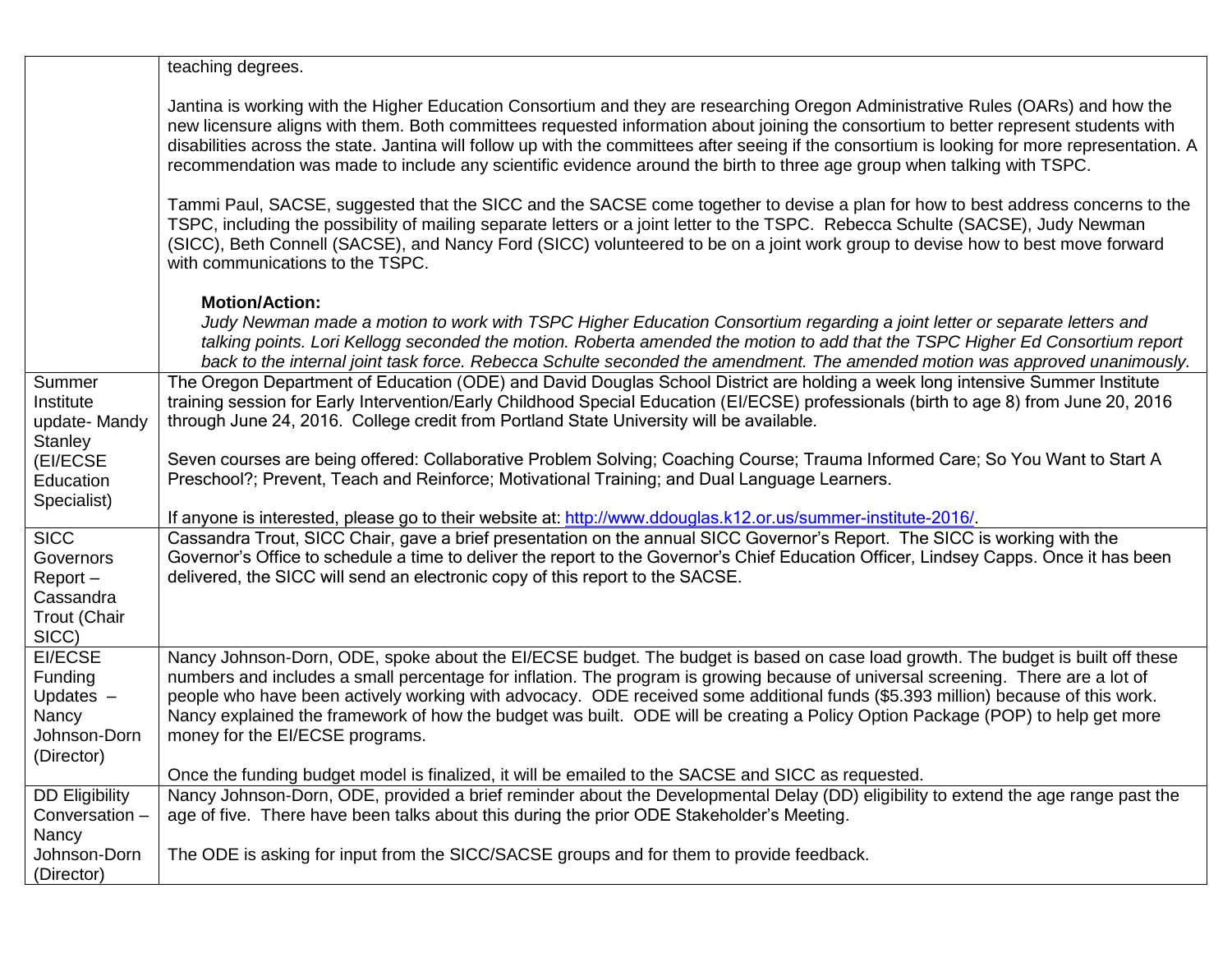| | |
|---|---|
| | teaching degrees.<br><br>Jantina is working with the Higher Education Consortium and they are researching Oregon Administrative Rules (OARs) and how the new licensure aligns with them. Both committees requested information about joining the consortium to better represent students with disabilities across the state. Jantina will follow up with the committees after seeing if the consortium is looking for more representation. A recommendation was made to include any scientific evidence around the birth to three age group when talking with TSPC.<br><br>Tammi Paul, SACSE, suggested that the SICC and the SACSE come together to devise a plan for how to best address concerns to the TSPC, including the possibility of mailing separate letters or a joint letter to the TSPC. Rebecca Schulte (SACSE), Judy Newman (SICC), Beth Connell (SACSE), and Nancy Ford (SICC) volunteered to be on a joint work group to devise how to best move forward with communications to the TSPC.<br><br>**Motion/Action:**<br>*Judy Newman made a motion to work with TSPC Higher Education Consortium regarding a joint letter or separate letters and talking points. Lori Kellogg seconded the motion. Roberta amended the motion to add that the TSPC Higher Ed Consortium report back to the internal joint task force. Rebecca Schulte seconded the amendment. The amended motion was approved unanimously.* |
| Summer Institute update- Mandy Stanley (EI/ECSE Education Specialist) | The Oregon Department of Education (ODE) and David Douglas School District are holding a week long intensive Summer Institute training session for Early Intervention/Early Childhood Special Education (EI/ECSE) professionals (birth to age 8) from June 20, 2016 through June 24, 2016. College credit from Portland State University will be available.<br><br>Seven courses are being offered: Collaborative Problem Solving; Coaching Course; Trauma Informed Care; So You Want to Start A Preschool?; Prevent, Teach and Reinforce; Motivational Training; and Dual Language Learners.<br><br>If anyone is interested, please go to their website at: [http://www.ddouglas.k12.or.us/summer-institute-2016/](http://www.ddouglas.k12.or.us/summer-institute-2016/). |
| SICC Governors Report – Cassandra Trout (Chair SICC) | Cassandra Trout, SICC Chair, gave a brief presentation on the annual SICC Governor's Report. The SICC is working with the Governor's Office to schedule a time to deliver the report to the Governor's Chief Education Officer, Lindsey Capps. Once it has been delivered, the SICC will send an electronic copy of this report to the SACSE. |
| EI/ECSE Funding Updates – Nancy Johnson-Dorn (Director) | Nancy Johnson-Dorn, ODE, spoke about the EI/ECSE budget. The budget is based on case load growth. The budget is built off these numbers and includes a small percentage for inflation. The program is growing because of universal screening. There are a lot of people who have been actively working with advocacy. ODE received some additional funds ($5.393 million) because of this work. Nancy explained the framework of how the budget was built. ODE will be creating a Policy Option Package (POP) to help get more money for the EI/ECSE programs.<br><br>Once the funding budget model is finalized, it will be emailed to the SACSE and SICC as requested. |
| DD Eligibility Conversation – Nancy Johnson-Dorn (Director) | Nancy Johnson-Dorn, ODE, provided a brief reminder about the Developmental Delay (DD) eligibility to extend the age range past the age of five. There have been talks about this during the prior ODE Stakeholder's Meeting.<br><br>The ODE is asking for input from the SICC/SACSE groups and for them to provide feedback. |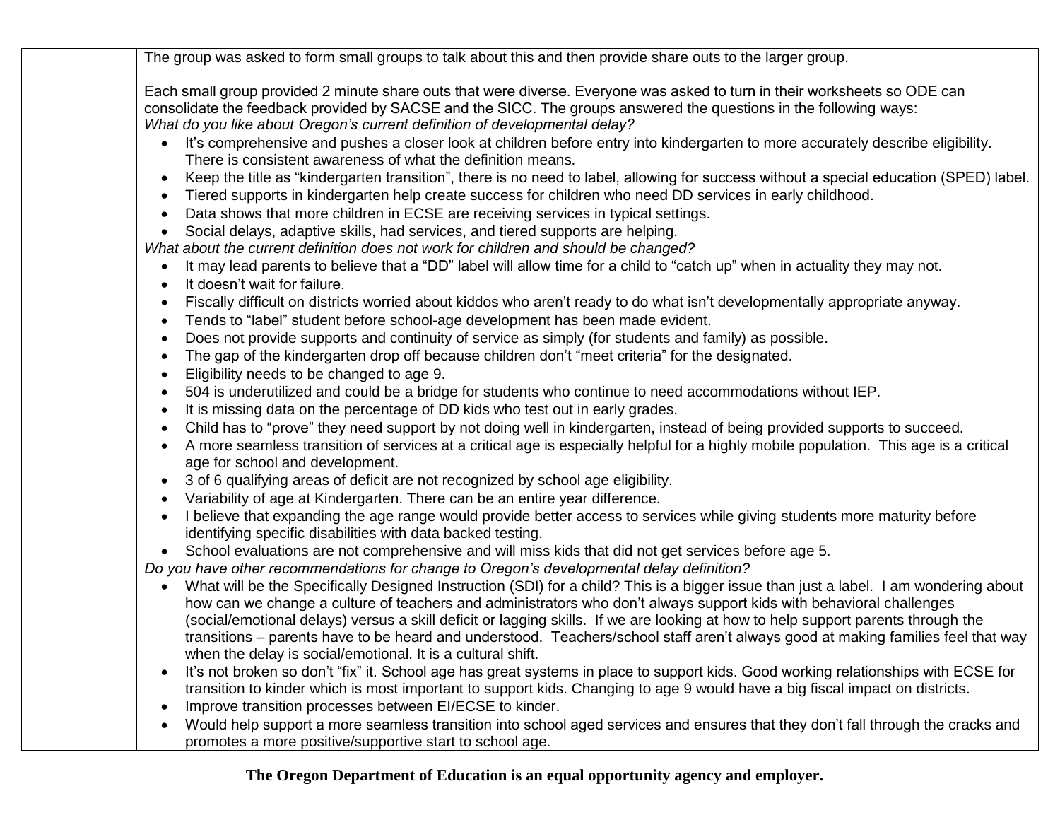| | |
|---|---|
| | The group was asked to form small groups to talk about this and then provide share outs to the larger group.<br><br>Each small group provided 2 minute share outs that were diverse. Everyone was asked to turn in their worksheets so ODE can consolidate the feedback provided by SACSE and the SICC. The groups answered the questions in the following ways:<br>*What do you like about Oregon's current definition of developmental delay?*<br>• It's comprehensive and pushes a closer look at children before entry into kindergarten to more accurately describe eligibility. There is consistent awareness of what the definition means.<br>• Keep the title as "kindergarten transition", there is no need to label, allowing for success without a special education (SPED) label.<br>• Tiered supports in kindergarten help create success for children who need DD services in early childhood.<br>• Data shows that more children in ECSE are receiving services in typical settings.<br>• Social delays, adaptive skills, had services, and tiered supports are helping.<br>*What about the current definition does not work for children and should be changed?*<br>• It may lead parents to believe that a "DD" label will allow time for a child to "catch up" when in actuality they may not.<br>• It doesn't wait for failure.<br>• Fiscally difficult on districts worried about kiddos who aren't ready to do what isn't developmentally appropriate anyway.<br>• Tends to "label" student before school-age development has been made evident.<br>• Does not provide supports and continuity of service as simply (for students and family) as possible.<br>• The gap of the kindergarten drop off because children don't "meet criteria" for the designated.<br>• Eligibility needs to be changed to age 9.<br>• 504 is underutilized and could be a bridge for students who continue to need accommodations without IEP.<br>• It is missing data on the percentage of DD kids who test out in early grades.<br>• Child has to "prove" they need support by not doing well in kindergarten, instead of being provided supports to succeed.<br>• A more seamless transition of services at a critical age is especially helpful for a highly mobile population. This age is a critical age for school and development.<br>• 3 of 6 qualifying areas of deficit are not recognized by school age eligibility.<br>• Variability of age at Kindergarten. There can be an entire year difference.<br>• I believe that expanding the age range would provide better access to services while giving students more maturity before identifying specific disabilities with data backed testing.<br>• School evaluations are not comprehensive and will miss kids that did not get services before age 5.<br>*Do you have other recommendations for change to Oregon's developmental delay definition?*<br>• What will be the Specifically Designed Instruction (SDI) for a child? This is a bigger issue than just a label. I am wondering about how can we change a culture of teachers and administrators who don't always support kids with behavioral challenges (social/emotional delays) versus a skill deficit or lagging skills. If we are looking at how to help support parents through the transitions – parents have to be heard and understood. Teachers/school staff aren't always good at making families feel that way when the delay is social/emotional. It is a cultural shift.<br>• It's not broken so don't "fix" it. School age has great systems in place to support kids. Good working relationships with ECSE for transition to kinder which is most important to support kids. Changing to age 9 would have a big fiscal impact on districts.<br>• Improve transition processes between EI/ECSE to kinder.<br>• Would help support a more seamless transition into school aged services and ensures that they don't fall through the cracks and promotes a more positive/supportive start to school age. |

**The Oregon Department of Education is an equal opportunity agency and employer.**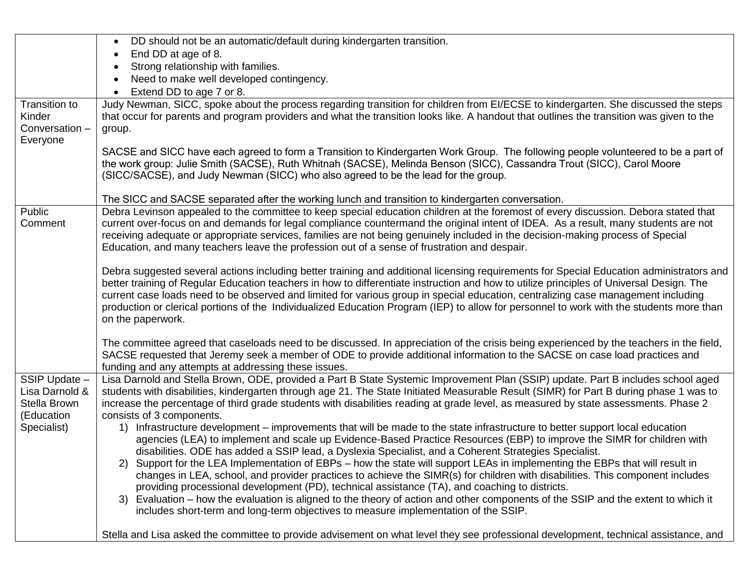| | |
|---|---|
| | • DD should not be an automatic/default during kindergarten transition.<br>• End DD at age of 8.<br>• Strong relationship with families.<br>• Need to make well developed contingency.<br>• Extend DD to age 7 or 8. |
| Transition to Kinder Conversation – Everyone | Judy Newman, SICC, spoke about the process regarding transition for children from EI/ECSE to kindergarten. She discussed the steps that occur for parents and program providers and what the transition looks like. A handout that outlines the transition was given to the group.<br><br>SACSE and SICC have each agreed to form a Transition to Kindergarten Work Group. The following people volunteered to be a part of the work group: Julie Smith (SACSE), Ruth Whitnah (SACSE), Melinda Benson (SICC), Cassandra Trout (SICC), Carol Moore (SICC/SACSE), and Judy Newman (SICC) who also agreed to be the lead for the group.<br><br>The SICC and SACSE separated after the working lunch and transition to kindergarten conversation. |
| Public Comment | Debra Levinson appealed to the committee to keep special education children at the foremost of every discussion. Debora stated that current over-focus on and demands for legal compliance countermand the original intent of IDEA. As a result, many students are not receiving adequate or appropriate services, families are not being genuinely included in the decision-making process of Special Education, and many teachers leave the profession out of a sense of frustration and despair.<br><br>Debra suggested several actions including better training and additional licensing requirements for Special Education administrators and better training of Regular Education teachers in how to differentiate instruction and how to utilize principles of Universal Design. The current case loads need to be observed and limited for various group in special education, centralizing case management including production or clerical portions of the Individualized Education Program (IEP) to allow for personnel to work with the students more than on the paperwork.<br><br>The committee agreed that caseloads need to be discussed. In appreciation of the crisis being experienced by the teachers in the field, SACSE requested that Jeremy seek a member of ODE to provide additional information to the SACSE on case load practices and funding and any attempts at addressing these issues. |
| SSIP Update – Lisa Darnold & Stella Brown (Education Specialist) | Lisa Darnold and Stella Brown, ODE, provided a Part B State Systemic Improvement Plan (SSIP) update. Part B includes school aged students with disabilities, kindergarten through age 21. The State Initiated Measurable Result (SIMR) for Part B during phase 1 was to increase the percentage of third grade students with disabilities reading at grade level, as measured by state assessments. Phase 2 consists of 3 components.<br>1) Infrastructure development – improvements that will be made to the state infrastructure to better support local education agencies (LEA) to implement and scale up Evidence-Based Practice Resources (EBP) to improve the SIMR for children with disabilities. ODE has added a SSIP lead, a Dyslexia Specialist, and a Coherent Strategies Specialist.<br>2) Support for the LEA Implementation of EBPs – how the state will support LEAs in implementing the EBPs that will result in changes in LEA, school, and provider practices to achieve the SIMR(s) for children with disabilities. This component includes providing processional development (PD), technical assistance (TA), and coaching to districts.<br>3) Evaluation – how the evaluation is aligned to the theory of action and other components of the SSIP and the extent to which it includes short-term and long-term objectives to measure implementation of the SSIP.<br><br>Stella and Lisa asked the committee to provide advisement on what level they see professional development, technical assistance, and |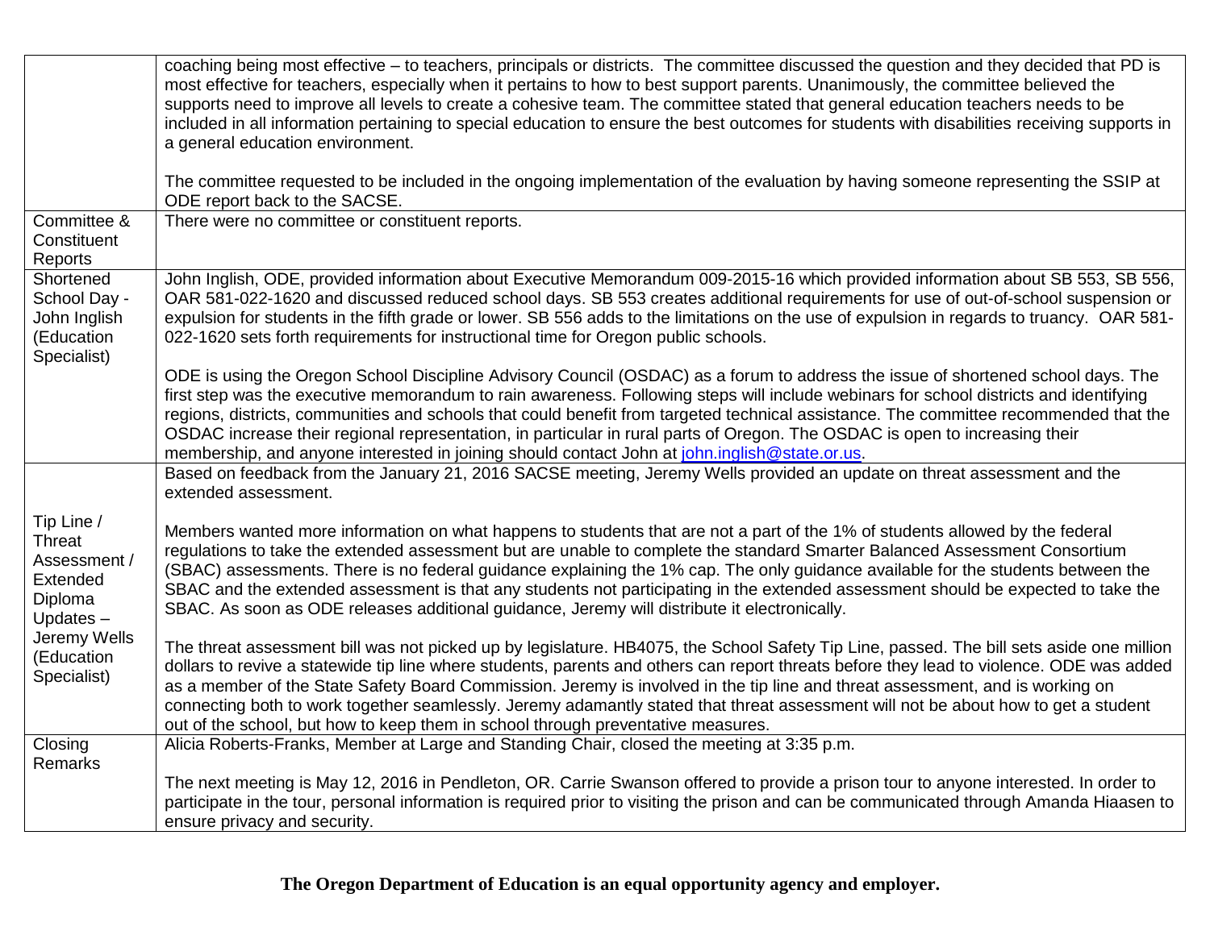| | |
|---|---|
| | coaching being most effective – to teachers, principals or districts. The committee discussed the question and they decided that PD is most effective for teachers, especially when it pertains to how to best support parents. Unanimously, the committee believed the supports need to improve all levels to create a cohesive team. The committee stated that general education teachers needs to be included in all information pertaining to special education to ensure the best outcomes for students with disabilities receiving supports in a general education environment.<br><br>The committee requested to be included in the ongoing implementation of the evaluation by having someone representing the SSIP at ODE report back to the SACSE. |
| Committee & Constituent Reports | There were no committee or constituent reports. |
| Shortened School Day - John Inglish (Education Specialist) | John Inglish, ODE, provided information about Executive Memorandum 009-2015-16 which provided information about SB 553, SB 556, OAR 581-022-1620 and discussed reduced school days. SB 553 creates additional requirements for use of out-of-school suspension or expulsion for students in the fifth grade or lower. SB 556 adds to the limitations on the use of expulsion in regards to truancy. OAR 581-022-1620 sets forth requirements for instructional time for Oregon public schools.<br><br>ODE is using the Oregon School Discipline Advisory Council (OSDAC) as a forum to address the issue of shortened school days. The first step was the executive memorandum to rain awareness. Following steps will include webinars for school districts and identifying regions, districts, communities and schools that could benefit from targeted technical assistance. The committee recommended that the OSDAC increase their regional representation, in particular in rural parts of Oregon. The OSDAC is open to increasing their membership, and anyone interested in joining should contact John at [john.inglish@state.or.us](mailto:john.inglish@state.or.us). |
| Tip Line / Threat Assessment / Extended Diploma Updates – Jeremy Wells (Education Specialist) | Based on feedback from the January 21, 2016 SACSE meeting, Jeremy Wells provided an update on threat assessment and the extended assessment.<br><br>Members wanted more information on what happens to students that are not a part of the 1% of students allowed by the federal regulations to take the extended assessment but are unable to complete the standard Smarter Balanced Assessment Consortium (SBAC) assessments. There is no federal guidance explaining the 1% cap. The only guidance available for the students between the SBAC and the extended assessment is that any students not participating in the extended assessment should be expected to take the SBAC. As soon as ODE releases additional guidance, Jeremy will distribute it electronically.<br><br>The threat assessment bill was not picked up by legislature. HB4075, the School Safety Tip Line, passed. The bill sets aside one million dollars to revive a statewide tip line where students, parents and others can report threats before they lead to violence. ODE was added as a member of the State Safety Board Commission. Jeremy is involved in the tip line and threat assessment, and is working on connecting both to work together seamlessly. Jeremy adamantly stated that threat assessment will not be about how to get a student out of the school, but how to keep them in school through preventative measures. |
| Closing Remarks | Alicia Roberts-Franks, Member at Large and Standing Chair, closed the meeting at 3:35 p.m.<br><br>The next meeting is May 12, 2016 in Pendleton, OR. Carrie Swanson offered to provide a prison tour to anyone interested. In order to participate in the tour, personal information is required prior to visiting the prison and can be communicated through Amanda Hiaasen to ensure privacy and security. |

**The Oregon Department of Education is an equal opportunity agency and employer.**